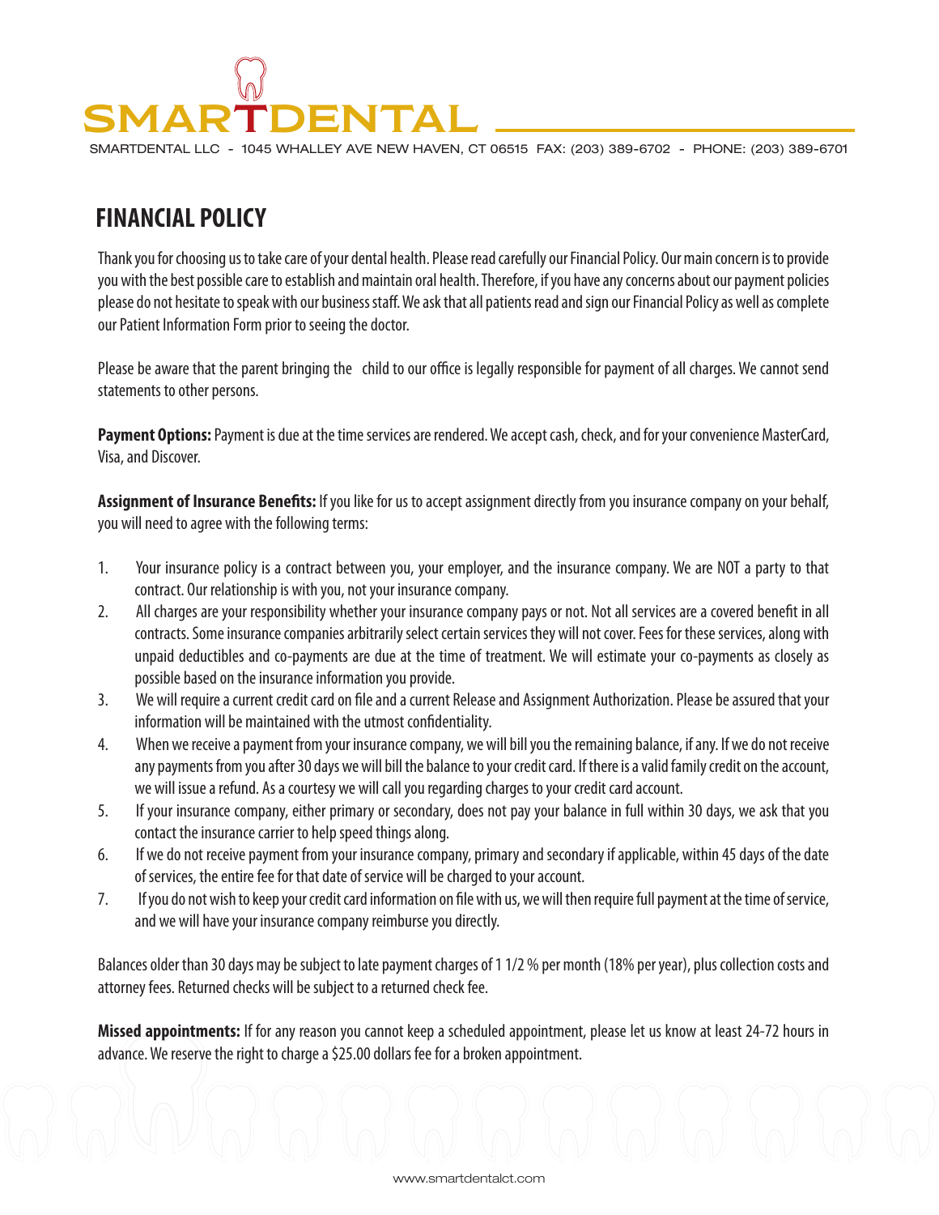SMARTDENTAL

SMARTDENTAL LLC - 1045 WHALLEY AVE NEW HAVEN, CT 06515 FAX: (203) 389-6702 - PHONE: (203) 389-6701

# FINANCIAL POLICY

Thank you for choosing us to take care of your dental health. Please read carefully our Financial Policy. Our main concern is to provide you with the best possible care to establish and maintain oral health. Therefore, if you have any concerns about our payment policies please do not hesitate to speak with our business staff. We ask that all patients read and sign our Financial Policy as well as complete our Patient Information Form prior to seeing the doctor.

Please be aware that the parent bringing the child to our office is legally responsible for payment of all charges. We cannot send statements to other persons.

**Payment Options:** Payment is due at the time services are rendered. We accept cash, check, and for your convenience MasterCard, Visa, and Discover.

**Assignment of Insurance Benefits:** If you like for us to accept assignment directly from you insurance company on your behalf, you will need to agree with the following terms:

1. Your insurance policy is a contract between you, your employer, and the insurance company. We are NOT a party to that contract. Our relationship is with you, not your insurance company.
2. All charges are your responsibility whether your insurance company pays or not. Not all services are a covered benefit in all contracts. Some insurance companies arbitrarily select certain services they will not cover. Fees for these services, along with unpaid deductibles and co-payments are due at the time of treatment. We will estimate your co-payments as closely as possible based on the insurance information you provide.
3. We will require a current credit card on file and a current Release and Assignment Authorization. Please be assured that your information will be maintained with the utmost confidentiality.
4. When we receive a payment from your insurance company, we will bill you the remaining balance, if any. If we do not receive any payments from you after 30 days we will bill the balance to your credit card. If there is a valid family credit on the account, we will issue a refund. As a courtesy we will call you regarding charges to your credit card account.
5. If your insurance company, either primary or secondary, does not pay your balance in full within 30 days, we ask that you contact the insurance carrier to help speed things along.
6. If we do not receive payment from your insurance company, primary and secondary if applicable, within 45 days of the date of services, the entire fee for that date of service will be charged to your account.
7. If you do not wish to keep your credit card information on file with us, we will then require full payment at the time of service, and we will have your insurance company reimburse you directly.

Balances older than 30 days may be subject to late payment charges of 1 1/2 % per month (18% per year), plus collection costs and attorney fees. Returned checks will be subject to a returned check fee.

**Missed appointments:** If for any reason you cannot keep a scheduled appointment, please let us know at least 24-72 hours in advance. We reserve the right to charge a $25.00 dollars fee for a broken appointment.

www.smartdentalct.com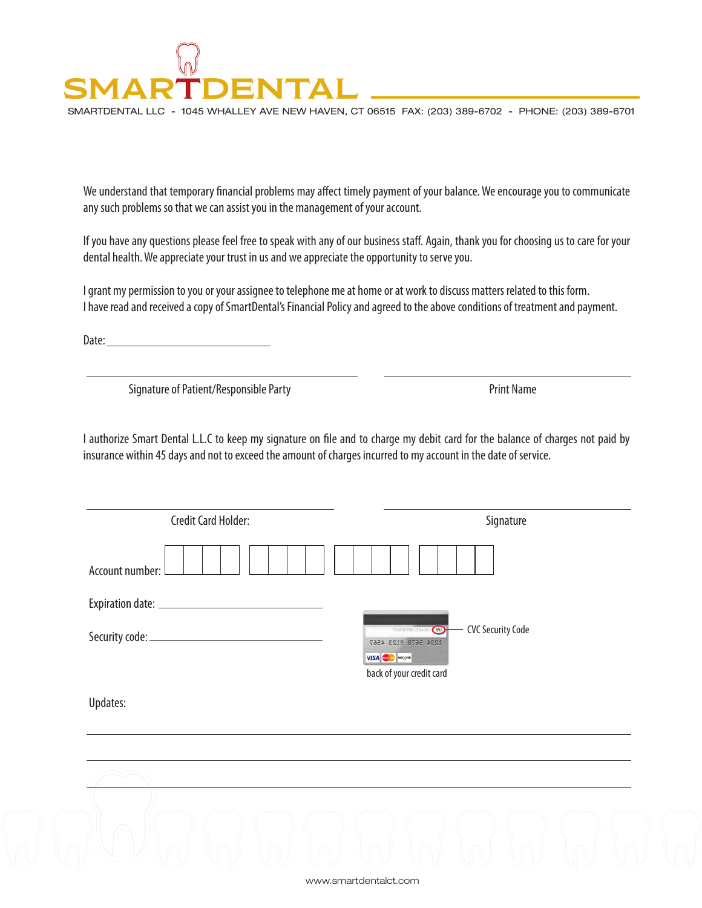# SMARTDENTAL

SMARTDENTAL LLC - 1045 WHALLEY AVE NEW HAVEN, CT 06515 FAX: (203) 389-6702 - PHONE: (203) 389-6701

We understand that temporary financial problems may affect timely payment of your balance. We encourage you to communicate any such problems so that we can assist you in the management of your account.

If you have any questions please feel free to speak with any of our business staff. Again, thank you for choosing us to care for your dental health. We appreciate your trust in us and we appreciate the opportunity to serve you.

I grant my permission to you or your assignee to telephone me at home or at work to discuss matters related to this form.
I have read and received a copy of SmartDental's Financial Policy and agreed to the above conditions of treatment and payment.

Date: ______________________

______________________________ Signature of Patient/Responsible Party

______________________________ Print Name

I authorize Smart Dental L.L.C to keep my signature on file and to charge my debit card for the balance of charges not paid by insurance within 45 days and not to exceed the amount of charges incurred to my account in the date of service.

______________________________ Credit Card Holder:

______________________________ Signature

Account number: [ | | | ] [ | | | ] [ | | | ] [ | | | ]

Expiration date: ______________________

Security code: ______________________

CVC Security Code

back of your credit card

Updates:

______________________________________________________________

______________________________________________________________

______________________________________________________________

www.smartdentalct.com